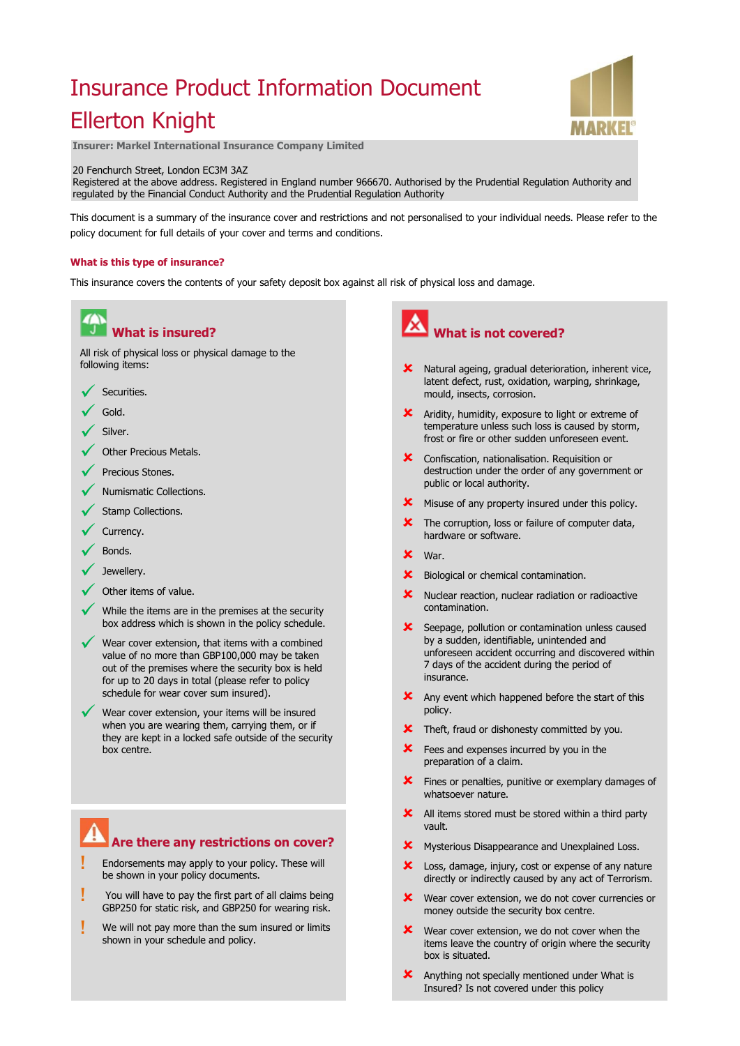# Insurance Product Information Document

# Ellerton Knight

**Insurer: Markel International Insurance Company Limited**

20 Fenchurch Street, London EC3M 3AZ
Registered at the above address. Registered in England number 966670. Authorised by the Prudential Regulation Authority and regulated by the Financial Conduct Authority and the Prudential Regulation Authority

This document is a summary of the insurance cover and restrictions and not personalised to your individual needs. Please refer to the policy document for full details of your cover and terms and conditions.

## What is this type of insurance?

This insurance covers the contents of your safety deposit box against all risk of physical loss and damage.

## What is insured?

All risk of physical loss or physical damage to the following items:

- ✓ Securities.
- ✓ Gold.
- ✓ Silver.
- ✓ Other Precious Metals.
- ✓ Precious Stones.
- ✓ Numismatic Collections.
- ✓ Stamp Collections.
- ✓ Currency.
- ✓ Bonds.
- ✓ Jewellery.
- ✓ Other items of value.
- ✓ While the items are in the premises at the security box address which is shown in the policy schedule.
- ✓ Wear cover extension, that items with a combined value of no more than GBP100,000 may be taken out of the premises where the security box is held for up to 20 days in total (please refer to policy schedule for wear cover sum insured).
- ✓ Wear cover extension, your items will be insured when you are wearing them, carrying them, or if they are kept in a locked safe outside of the security box centre.

## Are there any restrictions on cover?

- ! Endorsements may apply to your policy. These will be shown in your policy documents.
- ! You will have to pay the first part of all claims being GBP250 for static risk, and GBP250 for wearing risk.
- ! We will not pay more than the sum insured or limits shown in your schedule and policy.

## What is not covered?

- ✗ Natural ageing, gradual deterioration, inherent vice, latent defect, rust, oxidation, warping, shrinkage, mould, insects, corrosion.
- ✗ Aridity, humidity, exposure to light or extreme of temperature unless such loss is caused by storm, frost or fire or other sudden unforeseen event.
- ✗ Confiscation, nationalisation. Requisition or destruction under the order of any government or public or local authority.
- ✗ Misuse of any property insured under this policy.
- ✗ The corruption, loss or failure of computer data, hardware or software.
- ✗ War.
- ✗ Biological or chemical contamination.
- ✗ Nuclear reaction, nuclear radiation or radioactive contamination.
- ✗ Seepage, pollution or contamination unless caused by a sudden, identifiable, unintended and unforeseen accident occurring and discovered within 7 days of the accident during the period of insurance.
- ✗ Any event which happened before the start of this policy.
- ✗ Theft, fraud or dishonesty committed by you.
- ✗ Fees and expenses incurred by you in the preparation of a claim.
- ✗ Fines or penalties, punitive or exemplary damages of whatsoever nature.
- ✗ All items stored must be stored within a third party vault.
- ✗ Mysterious Disappearance and Unexplained Loss.
- ✗ Loss, damage, injury, cost or expense of any nature directly or indirectly caused by any act of Terrorism.
- ✗ Wear cover extension, we do not cover currencies or money outside the security box centre.
- ✗ Wear cover extension, we do not cover when the items leave the country of origin where the security box is situated.
- ✗ Anything not specially mentioned under What is Insured? Is not covered under this policy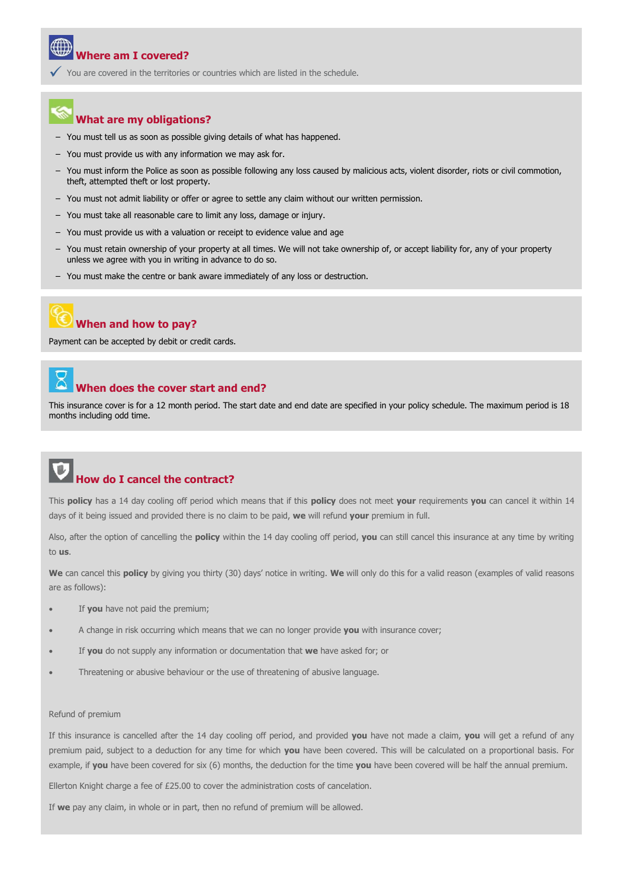## Where am I covered?

✓ You are covered in the territories or countries which are listed in the schedule.

## What are my obligations?

- You must tell us as soon as possible giving details of what has happened.
- You must provide us with any information we may ask for.
- You must inform the Police as soon as possible following any loss caused by malicious acts, violent disorder, riots or civil commotion, theft, attempted theft or lost property.
- You must not admit liability or offer or agree to settle any claim without our written permission.
- You must take all reasonable care to limit any loss, damage or injury.
- You must provide us with a valuation or receipt to evidence value and age
- You must retain ownership of your property at all times. We will not take ownership of, or accept liability for, any of your property unless we agree with you in writing in advance to do so.
- You must make the centre or bank aware immediately of any loss or destruction.

## When and how to pay?

Payment can be accepted by debit or credit cards.

## When does the cover start and end?

This insurance cover is for a 12 month period. The start date and end date are specified in your policy schedule. The maximum period is 18 months including odd time.

## How do I cancel the contract?

This **policy** has a 14 day cooling off period which means that if this **policy** does not meet **your** requirements **you** can cancel it within 14 days of it being issued and provided there is no claim to be paid, **we** will refund **your** premium in full.

Also, after the option of cancelling the **policy** within the 14 day cooling off period, **you** can still cancel this insurance at any time by writing to **us**.

**We** can cancel this **policy** by giving you thirty (30) days' notice in writing. **We** will only do this for a valid reason (examples of valid reasons are as follows):

- If **you** have not paid the premium;
- A change in risk occurring which means that we can no longer provide **you** with insurance cover;
- If **you** do not supply any information or documentation that **we** have asked for; or
- Threatening or abusive behaviour or the use of threatening of abusive language.

Refund of premium

If this insurance is cancelled after the 14 day cooling off period, and provided **you** have not made a claim, **you** will get a refund of any premium paid, subject to a deduction for any time for which **you** have been covered. This will be calculated on a proportional basis. For example, if **you** have been covered for six (6) months, the deduction for the time **you** have been covered will be half the annual premium.

Ellerton Knight charge a fee of £25.00 to cover the administration costs of cancelation.

If **we** pay any claim, in whole or in part, then no refund of premium will be allowed.